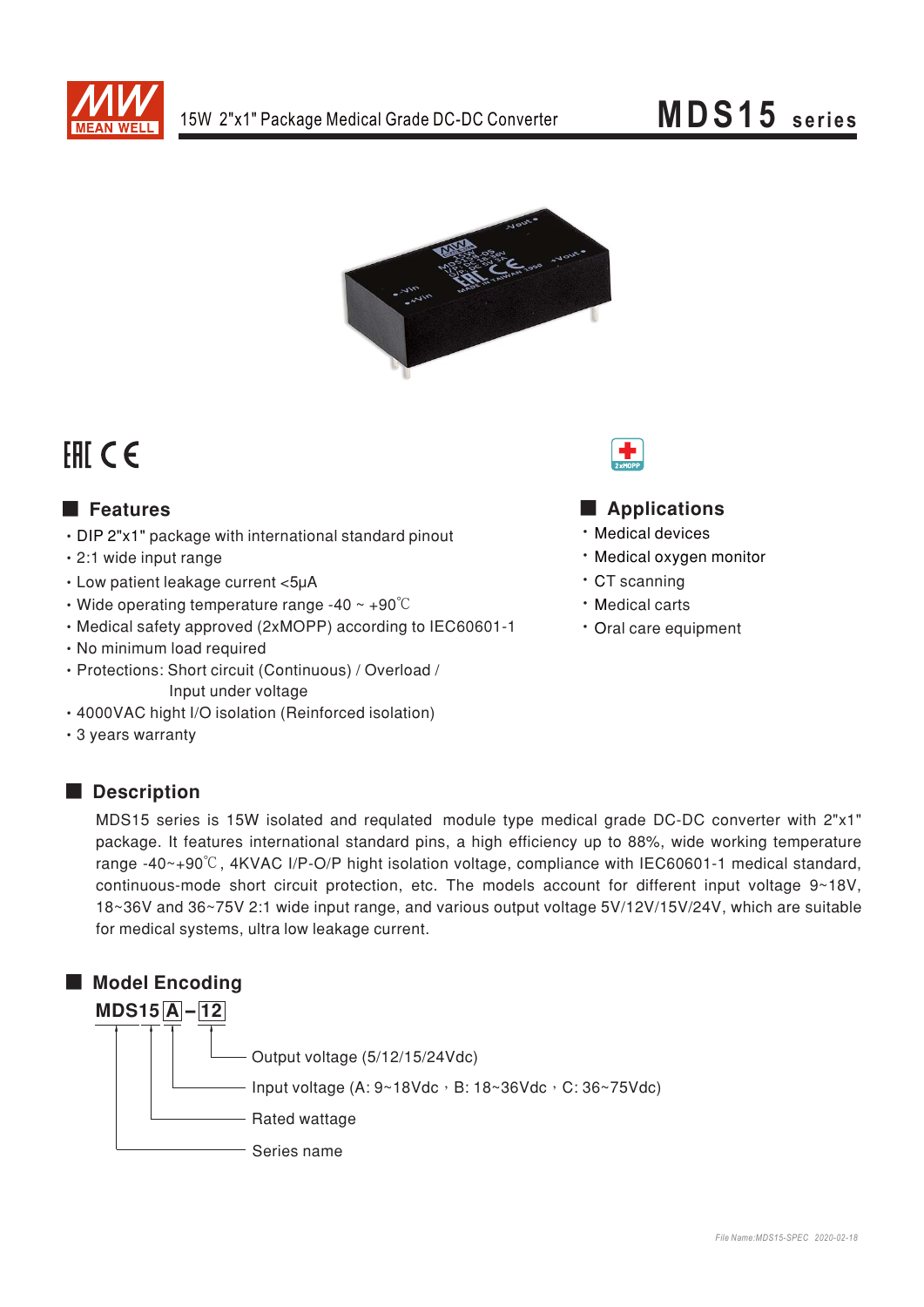# MDS15 series

15W 2"x1" Package Medical Grade DC-DC Converter

## Features

- DIP 2"x1" package with international standard pinout
- 2:1 wide input range
- Low patient leakage current <5μA
- Wide operating temperature range -40 ~ +90℃
- Medical safety approved (2xMOPP) according to IEC60601-1
- No minimum load required
- Protections: Short circuit (Continuous) / Overload / Input under voltage
- 4000VAC hight I/O isolation (Reinforced isolation)
- 3 years warranty

## Applications

- Medical devices
- Medical oxygen monitor
- CT scanning
- Medical carts
- Oral care equipment

## Description

MDS15 series is 15W isolated and requlated module type medical grade DC-DC converter with 2"x1" package. It features international standard pins, a high efficiency up to 88%, wide working temperature range -40~+90℃, 4KVAC I/P-O/P hight isolation voltage, compliance with IEC60601-1 medical standard, continuous-mode short circuit protection, etc. The models account for different input voltage 9~18V, 18~36V and 36~75V 2:1 wide input range, and various output voltage 5V/12V/15V/24V, which are suitable for medical systems, ultra low leakage current.

## Model Encoding

**MDS15 A – 12**

- 12: Output voltage (5/12/15/24Vdc)
- A: Input voltage (A: 9~18Vdc，B: 18~36Vdc，C: 36~75Vdc)
- 15: Rated wattage
- MDS: Series name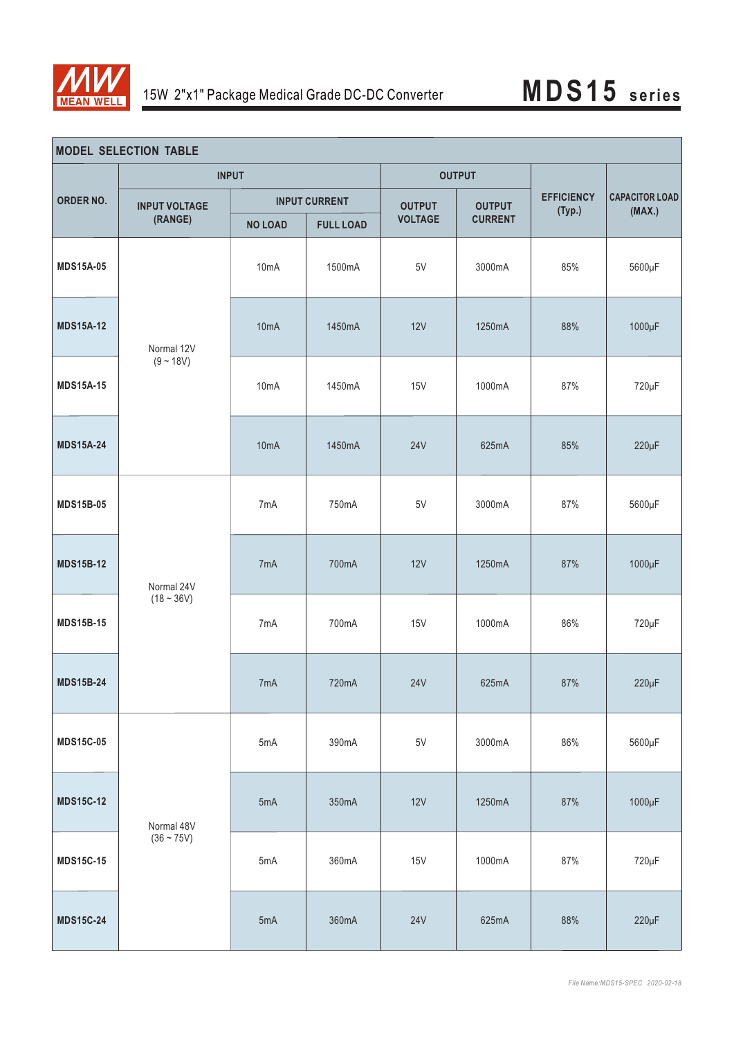## MODEL SELECTION TABLE

| ORDER NO. | INPUT | | | OUTPUT | | EFFICIENCY (Typ.) | CAPACITOR LOAD (MAX.) |
|---|---|---|---|---|---|---|---|
| | INPUT VOLTAGE (RANGE) | INPUT CURRENT | | OUTPUT VOLTAGE | OUTPUT CURRENT | | |
| | | NO LOAD | FULL LOAD | | | | |
| MDS15A-05 | Normal 12V (9 ~ 18V) | 10mA | 1500mA | 5V | 3000mA | 85% | 5600μF |
| MDS15A-12 | | 10mA | 1450mA | 12V | 1250mA | 88% | 1000μF |
| MDS15A-15 | | 10mA | 1450mA | 15V | 1000mA | 87% | 720μF |
| MDS15A-24 | | 10mA | 1450mA | 24V | 625mA | 85% | 220μF |
| MDS15B-05 | Normal 24V (18 ~ 36V) | 7mA | 750mA | 5V | 3000mA | 87% | 5600μF |
| MDS15B-12 | | 7mA | 700mA | 12V | 1250mA | 87% | 1000μF |
| MDS15B-15 | | 7mA | 700mA | 15V | 1000mA | 86% | 720μF |
| MDS15B-24 | | 7mA | 720mA | 24V | 625mA | 87% | 220μF |
| MDS15C-05 | Normal 48V (36 ~ 75V) | 5mA | 390mA | 5V | 3000mA | 86% | 5600μF |
| MDS15C-12 | | 5mA | 350mA | 12V | 1250mA | 87% | 1000μF |
| MDS15C-15 | | 5mA | 360mA | 15V | 1000mA | 87% | 720μF |
| MDS15C-24 | | 5mA | 360mA | 24V | 625mA | 88% | 220μF |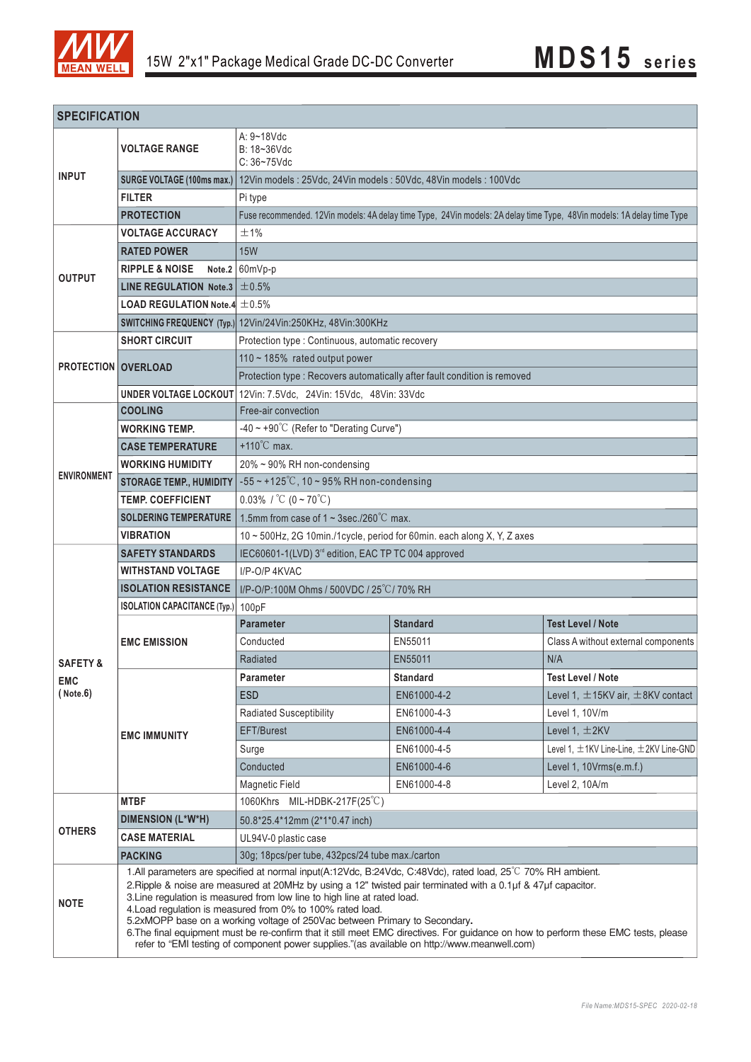# 15W 2"x1" Package Medical Grade DC-DC Converter

# MDS15 series

## SPECIFICATION

| | | | | |
|---|---|---|---|---|
| INPUT | VOLTAGE RANGE | A: 9~18Vdc<br>B: 18~36Vdc<br>C: 36~75Vdc | | |
| | SURGE VOLTAGE (100ms max.) | 12Vin models : 25Vdc, 24Vin models : 50Vdc, 48Vin models : 100Vdc | | |
| | FILTER | Pi type | | |
| | PROTECTION | Fuse recommended. 12Vin models: 4A delay time Type, 24Vin models: 2A delay time Type, 48Vin models: 1A delay time Type | | |
| OUTPUT | VOLTAGE ACCURACY | ±1% | | |
| | RATED POWER | 15W | | |
| | RIPPLE & NOISE Note.2 | 60mVp-p | | |
| | LINE REGULATION Note.3 | ±0.5% | | |
| | LOAD REGULATION Note.4 | ±0.5% | | |
| | SWITCHING FREQUENCY (Typ.) | 12Vin/24Vin:250KHz, 48Vin:300KHz | | |
| PROTECTION | SHORT CIRCUIT | Protection type : Continuous, automatic recovery | | |
| | OVERLOAD | 110 ~ 185% rated output power | | |
| | | Protection type : Recovers automatically after fault condition is removed | | |
| | UNDER VOLTAGE LOCKOUT | 12Vin: 7.5Vdc, 24Vin: 15Vdc, 48Vin: 33Vdc | | |
| ENVIRONMENT | COOLING | Free-air convection | | |
| | WORKING TEMP. | -40 ~ +90℃ (Refer to "Derating Curve") | | |
| | CASE TEMPERATURE | +110℃ max. | | |
| | WORKING HUMIDITY | 20% ~ 90% RH non-condensing | | |
| | STORAGE TEMP., HUMIDITY | -55 ~ +125℃, 10 ~ 95% RH non-condensing | | |
| | TEMP. COEFFICIENT | 0.03% / ℃ (0 ~ 70℃) | | |
| | SOLDERING TEMPERATURE | 1.5mm from case of 1 ~ 3sec./260℃ max. | | |
| | VIBRATION | 10 ~ 500Hz, 2G 10min./1cycle, period for 60min. each along X, Y, Z axes | | |
| SAFETY & EMC (Note.6) | SAFETY STANDARDS | IEC60601-1(LVD) 3rd edition, EAC TP TC 004 approved | | |
| | WITHSTAND VOLTAGE | I/P-O/P 4KVAC | | |
| | ISOLATION RESISTANCE | I/P-O/P:100M Ohms / 500VDC / 25℃/ 70% RH | | |
| | ISOLATION CAPACITANCE (Typ.) | 100pF | | |
| | EMC EMISSION | Parameter | Standard | Test Level / Note |
| | | Conducted | EN55011 | Class A without external components |
| | | Radiated | EN55011 | N/A |
| | EMC IMMUNITY | Parameter | Standard | Test Level / Note |
| | | ESD | EN61000-4-2 | Level 1, ±15KV air, ±8KV contact |
| | | Radiated Susceptibility | EN61000-4-3 | Level 1, 10V/m |
| | | EFT/Burest | EN61000-4-4 | Level 1, ±2KV |
| | | Surge | EN61000-4-5 | Level 1, ±1KV Line-Line, ±2KV Line-GND |
| | | Conducted | EN61000-4-6 | Level 1, 10Vrms(e.m.f.) |
| | | Magnetic Field | EN61000-4-8 | Level 2, 10A/m |
| OTHERS | MTBF | 1060Khrs MIL-HDBK-217F(25℃) | | |
| | DIMENSION (L*W*H) | 50.8*25.4*12mm (2*1*0.47 inch) | | |
| | CASE MATERIAL | UL94V-0 plastic case | | |
| | PACKING | 30g; 18pcs/per tube, 432pcs/24 tube max./carton | | |

**NOTE**

1. All parameters are specified at normal input(A:12Vdc, B:24Vdc, C:48Vdc), rated load, 25℃ 70% RH ambient.
2. Ripple & noise are measured at 20MHz by using a 12" twisted pair terminated with a 0.1μf & 47μf capacitor.
3. Line regulation is measured from low line to high line at rated load.
4. Load regulation is measured from 0% to 100% rated load.
5. 2xMOPP base on a working voltage of 250Vac between Primary to Secondary.
6. The final equipment must be re-confirm that it still meet EMC directives. For guidance on how to perform these EMC tests, please refer to "EMI testing of component power supplies."(as available on http://www.meanwell.com)

File Name:MDS15-SPEC 2020-02-18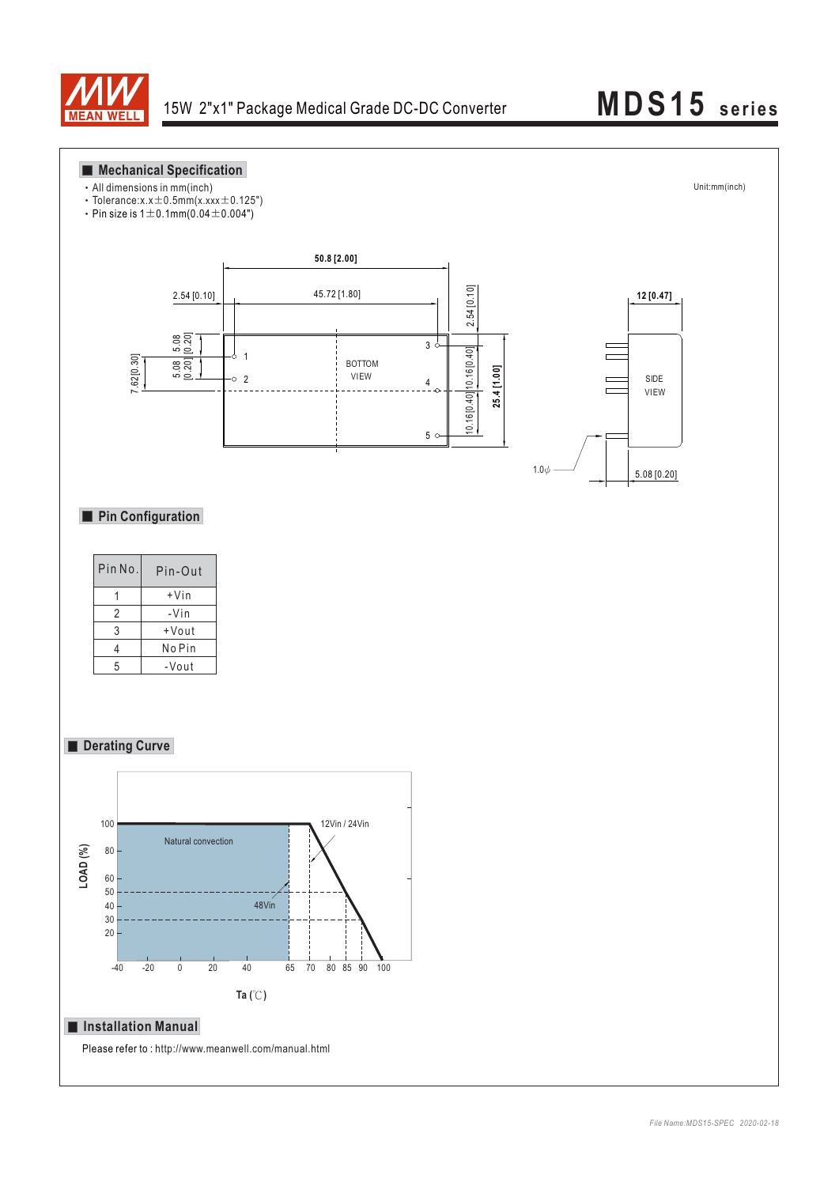## Mechanical Specification

- All dimensions in mm(inch)
- Tolerance:x.x±0.5mm(x.xxx±0.125")
- Pin size is 1±0.1mm(0.04±0.004")

Unit:mm(inch)

50.8 [2.00]
2.54 [0.10]
45.72 [1.80]
2.54 [0.10]
5.08 [0.20]
5.08 [0.20]
7.62 [0.30]
1
2
3
4
5
BOTTOM VIEW
10.16 [0.40]
10.16 [0.40]
25.4 [1.00]
12 [0.47]
SIDE VIEW
1.0φ
5.08 [0.20]

## Pin Configuration

| Pin No. | Pin-Out |
|---|---|
| 1 | +Vin |
| 2 | -Vin |
| 3 | +Vout |
| 4 | No Pin |
| 5 | -Vout |

## Derating Curve

LOAD (%)
100
80
60
50
40
30
20
Natural convection
12Vin / 24Vin
48Vin
-40 -20 0 20 40 65 70 80 85 90 100
Ta (℃)

## Installation Manual

Please refer to : http://www.meanwell.com/manual.html